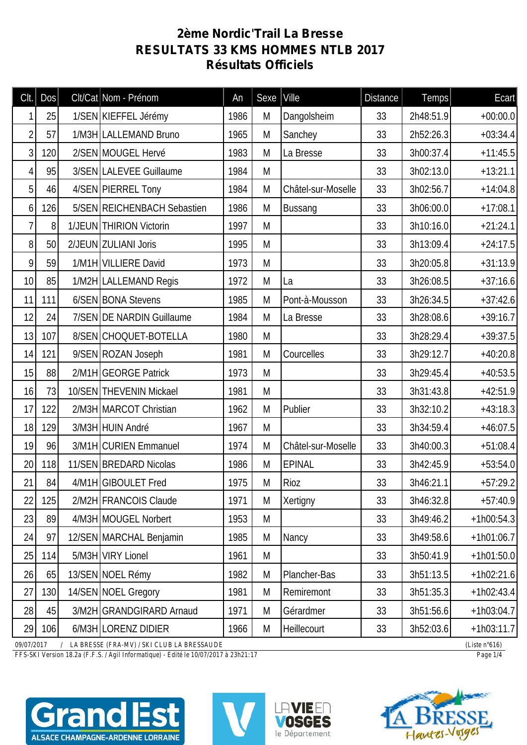# 2ème Nordic'Trail La Bresse
## RESULTATS 33 KMS HOMMES NTLB 2017
## Résultats Officiels

| Clt. | Dos | Clt/Cat | Nom - Prénom | An | Sexe | Ville | Distance | Temps | Ecart |
|---|---|---|---|---|---|---|---|---|---|
| 1 | 25 | 1/SEN | KIEFFEL Jérémy | 1986 | M | Dangolsheim | 33 | 2h48:51.9 | +00:00.0 |
| 2 | 57 | 1/M3H | LALLEMAND Bruno | 1965 | M | Sanchey | 33 | 2h52:26.3 | +03:34.4 |
| 3 | 120 | 2/SEN | MOUGEL Hervé | 1983 | M | La Bresse | 33 | 3h00:37.4 | +11:45.5 |
| 4 | 95 | 3/SEN | LALEVEE Guillaume | 1984 | M | | 33 | 3h02:13.0 | +13:21.1 |
| 5 | 46 | 4/SEN | PIERREL Tony | 1984 | M | Châtel-sur-Moselle | 33 | 3h02:56.7 | +14:04.8 |
| 6 | 126 | 5/SEN | REICHENBACH Sebastien | 1986 | M | Bussang | 33 | 3h06:00.0 | +17:08.1 |
| 7 | 8 | 1/JEUN | THIRION Victorin | 1997 | M | | 33 | 3h10:16.0 | +21:24.1 |
| 8 | 50 | 2/JEUN | ZULIANI Joris | 1995 | M | | 33 | 3h13:09.4 | +24:17.5 |
| 9 | 59 | 1/M1H | VILLIERE David | 1973 | M | | 33 | 3h20:05.8 | +31:13.9 |
| 10 | 85 | 1/M2H | LALLEMAND Regis | 1972 | M | La | 33 | 3h26:08.5 | +37:16.6 |
| 11 | 111 | 6/SEN | BONA Stevens | 1985 | M | Pont-à-Mousson | 33 | 3h26:34.5 | +37:42.6 |
| 12 | 24 | 7/SEN | DE NARDIN Guillaume | 1984 | M | La Bresse | 33 | 3h28:08.6 | +39:16.7 |
| 13 | 107 | 8/SEN | CHOQUET-BOTELLA | 1980 | M | | 33 | 3h28:29.4 | +39:37.5 |
| 14 | 121 | 9/SEN | ROZAN Joseph | 1981 | M | Courcelles | 33 | 3h29:12.7 | +40:20.8 |
| 15 | 88 | 2/M1H | GEORGE Patrick | 1973 | M | | 33 | 3h29:45.4 | +40:53.5 |
| 16 | 73 | 10/SEN | THEVENIN Mickael | 1981 | M | | 33 | 3h31:43.8 | +42:51.9 |
| 17 | 122 | 2/M3H | MARCOT Christian | 1962 | M | Publier | 33 | 3h32:10.2 | +43:18.3 |
| 18 | 129 | 3/M3H | HUIN André | 1967 | M | | 33 | 3h34:59.4 | +46:07.5 |
| 19 | 96 | 3/M1H | CURIEN Emmanuel | 1974 | M | Châtel-sur-Moselle | 33 | 3h40:00.3 | +51:08.4 |
| 20 | 118 | 11/SEN | BREDARD Nicolas | 1986 | M | EPINAL | 33 | 3h42:45.9 | +53:54.0 |
| 21 | 84 | 4/M1H | GIBOULET Fred | 1975 | M | Rioz | 33 | 3h46:21.1 | +57:29.2 |
| 22 | 125 | 2/M2H | FRANCOIS Claude | 1971 | M | Xertigny | 33 | 3h46:32.8 | +57:40.9 |
| 23 | 89 | 4/M3H | MOUGEL Norbert | 1953 | M | | 33 | 3h49:46.2 | +1h00:54.3 |
| 24 | 97 | 12/SEN | MARCHAL Benjamin | 1985 | M | Nancy | 33 | 3h49:58.6 | +1h01:06.7 |
| 25 | 114 | 5/M3H | VIRY Lionel | 1961 | M | | 33 | 3h50:41.9 | +1h01:50.0 |
| 26 | 65 | 13/SEN | NOEL Rémy | 1982 | M | Plancher-Bas | 33 | 3h51:13.5 | +1h02:21.6 |
| 27 | 130 | 14/SEN | NOEL Gregory | 1981 | M | Remiremont | 33 | 3h51:35.3 | +1h02:43.4 |
| 28 | 45 | 3/M2H | GRANDGIRARD Arnaud | 1971 | M | Gérardmer | 33 | 3h51:56.6 | +1h03:04.7 |
| 29 | 106 | 6/M3H | LORENZ DIDIER | 1966 | M | Heillecourt | 33 | 3h52:03.6 | +1h03:11.7 |

09/07/2017 / LA BRESSE (FRA-MV) / SKI CLUB LA BRESSAUDE (Liste n°616)

FFS-SKI Version 18.2a (F.F.S. / Agil Informatique) - Edité le 10/07/2017 à 23h21:17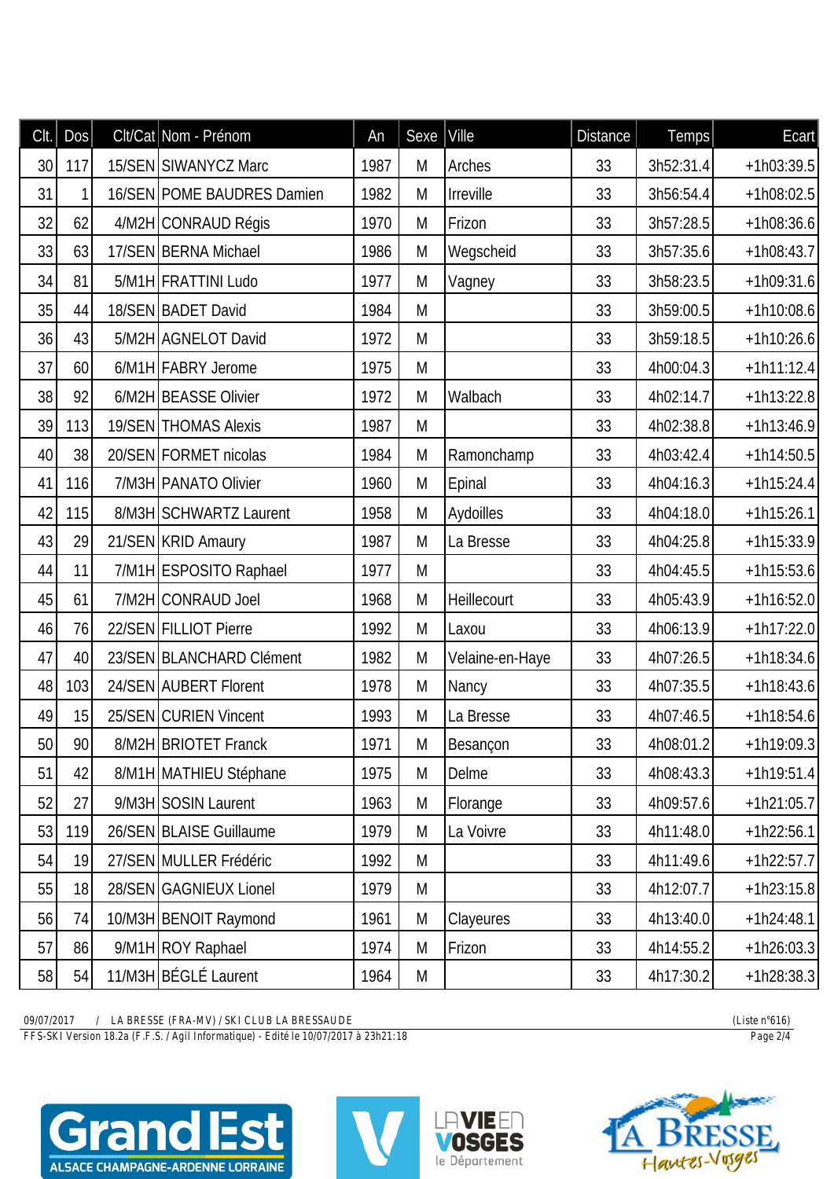| Clt. | Dos | Clt/Cat | Nom - Prénom | An | Sexe | Ville | Distance | Temps | Ecart |
|---|---|---|---|---|---|---|---|---|---|
| 30 | 117 | 15/SEN | SIWANYCZ Marc | 1987 | M | Arches | 33 | 3h52:31.4 | +1h03:39.5 |
| 31 | 1 | 16/SEN | POME BAUDRES Damien | 1982 | M | Irreville | 33 | 3h56:54.4 | +1h08:02.5 |
| 32 | 62 | 4/M2H | CONRAUD Régis | 1970 | M | Frizon | 33 | 3h57:28.5 | +1h08:36.6 |
| 33 | 63 | 17/SEN | BERNA Michael | 1986 | M | Wegscheid | 33 | 3h57:35.6 | +1h08:43.7 |
| 34 | 81 | 5/M1H | FRATTINI Ludo | 1977 | M | Vagney | 33 | 3h58:23.5 | +1h09:31.6 |
| 35 | 44 | 18/SEN | BADET David | 1984 | M | | 33 | 3h59:00.5 | +1h10:08.6 |
| 36 | 43 | 5/M2H | AGNELOT David | 1972 | M | | 33 | 3h59:18.5 | +1h10:26.6 |
| 37 | 60 | 6/M1H | FABRY Jerome | 1975 | M | | 33 | 4h00:04.3 | +1h11:12.4 |
| 38 | 92 | 6/M2H | BEASSE Olivier | 1972 | M | Walbach | 33 | 4h02:14.7 | +1h13:22.8 |
| 39 | 113 | 19/SEN | THOMAS Alexis | 1987 | M | | 33 | 4h02:38.8 | +1h13:46.9 |
| 40 | 38 | 20/SEN | FORMET nicolas | 1984 | M | Ramonchamp | 33 | 4h03:42.4 | +1h14:50.5 |
| 41 | 116 | 7/M3H | PANATO Olivier | 1960 | M | Epinal | 33 | 4h04:16.3 | +1h15:24.4 |
| 42 | 115 | 8/M3H | SCHWARTZ Laurent | 1958 | M | Aydoilles | 33 | 4h04:18.0 | +1h15:26.1 |
| 43 | 29 | 21/SEN | KRID Amaury | 1987 | M | La Bresse | 33 | 4h04:25.8 | +1h15:33.9 |
| 44 | 11 | 7/M1H | ESPOSITO Raphael | 1977 | M | | 33 | 4h04:45.5 | +1h15:53.6 |
| 45 | 61 | 7/M2H | CONRAUD Joel | 1968 | M | Heillecourt | 33 | 4h05:43.9 | +1h16:52.0 |
| 46 | 76 | 22/SEN | FILLIOT Pierre | 1992 | M | Laxou | 33 | 4h06:13.9 | +1h17:22.0 |
| 47 | 40 | 23/SEN | BLANCHARD Clément | 1982 | M | Velaine-en-Haye | 33 | 4h07:26.5 | +1h18:34.6 |
| 48 | 103 | 24/SEN | AUBERT Florent | 1978 | M | Nancy | 33 | 4h07:35.5 | +1h18:43.6 |
| 49 | 15 | 25/SEN | CURIEN Vincent | 1993 | M | La Bresse | 33 | 4h07:46.5 | +1h18:54.6 |
| 50 | 90 | 8/M2H | BRIOTET Franck | 1971 | M | Besançon | 33 | 4h08:01.2 | +1h19:09.3 |
| 51 | 42 | 8/M1H | MATHIEU Stéphane | 1975 | M | Delme | 33 | 4h08:43.3 | +1h19:51.4 |
| 52 | 27 | 9/M3H | SOSIN Laurent | 1963 | M | Florange | 33 | 4h09:57.6 | +1h21:05.7 |
| 53 | 119 | 26/SEN | BLAISE Guillaume | 1979 | M | La Voivre | 33 | 4h11:48.0 | +1h22:56.1 |
| 54 | 19 | 27/SEN | MULLER Frédéric | 1992 | M | | 33 | 4h11:49.6 | +1h22:57.7 |
| 55 | 18 | 28/SEN | GAGNIEUX Lionel | 1979 | M | | 33 | 4h12:07.7 | +1h23:15.8 |
| 56 | 74 | 10/M3H | BENOIT Raymond | 1961 | M | Clayeures | 33 | 4h13:40.0 | +1h24:48.1 |
| 57 | 86 | 9/M1H | ROY Raphael | 1974 | M | Frizon | 33 | 4h14:55.2 | +1h26:03.3 |
| 58 | 54 | 11/M3H | BÉGLÉ Laurent | 1964 | M | | 33 | 4h17:30.2 | +1h28:38.3 |

09/07/2017 / LA BRESSE (FRA-MV) / SKI CLUB LA BRESSAUDE (Liste n°616)

FFS-SKI Version 18.2a (F.F.S. / Agil Informatique) - Edité le 10/07/2017 à 23h21:18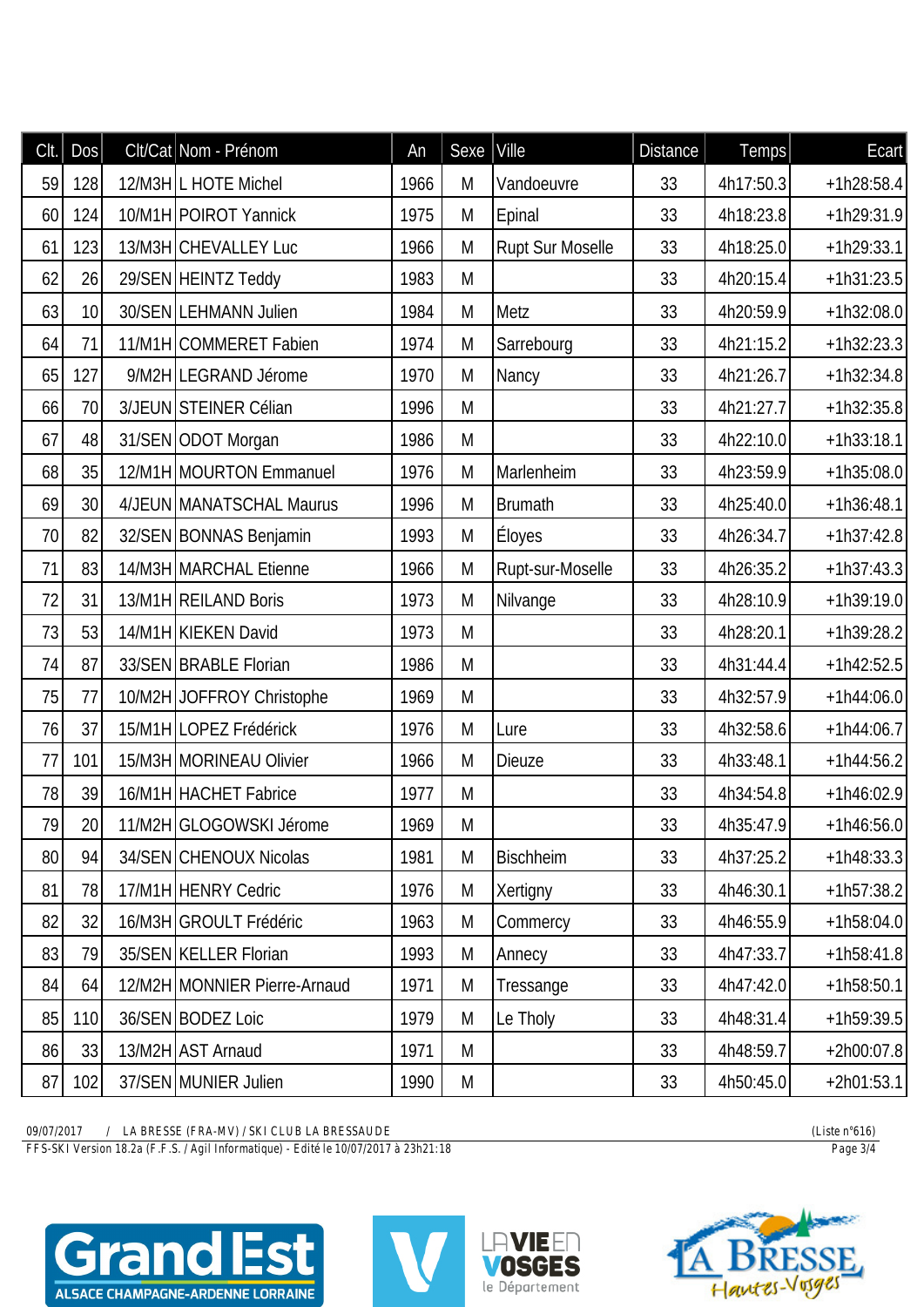| Clt. | Dos | Clt/Cat | Nom - Prénom | An | Sexe | Ville | Distance | Temps | Ecart |
|---|---|---|---|---|---|---|---|---|---|
| 59 | 128 | 12/M3H | L HOTE Michel | 1966 | M | Vandoeuvre | 33 | 4h17:50.3 | +1h28:58.4 |
| 60 | 124 | 10/M1H | POIROT Yannick | 1975 | M | Epinal | 33 | 4h18:23.8 | +1h29:31.9 |
| 61 | 123 | 13/M3H | CHEVALLEY Luc | 1966 | M | Rupt Sur Moselle | 33 | 4h18:25.0 | +1h29:33.1 |
| 62 | 26 | 29/SEN | HEINTZ Teddy | 1983 | M | | 33 | 4h20:15.4 | +1h31:23.5 |
| 63 | 10 | 30/SEN | LEHMANN Julien | 1984 | M | Metz | 33 | 4h20:59.9 | +1h32:08.0 |
| 64 | 71 | 11/M1H | COMMERET Fabien | 1974 | M | Sarrebourg | 33 | 4h21:15.2 | +1h32:23.3 |
| 65 | 127 | 9/M2H | LEGRAND Jérome | 1970 | M | Nancy | 33 | 4h21:26.7 | +1h32:34.8 |
| 66 | 70 | 3/JEUN | STEINER Célian | 1996 | M | | 33 | 4h21:27.7 | +1h32:35.8 |
| 67 | 48 | 31/SEN | ODOT Morgan | 1986 | M | | 33 | 4h22:10.0 | +1h33:18.1 |
| 68 | 35 | 12/M1H | MOURTON Emmanuel | 1976 | M | Marlenheim | 33 | 4h23:59.9 | +1h35:08.0 |
| 69 | 30 | 4/JEUN | MANATSCHAL Maurus | 1996 | M | Brumath | 33 | 4h25:40.0 | +1h36:48.1 |
| 70 | 82 | 32/SEN | BONNAS Benjamin | 1993 | M | Éloyes | 33 | 4h26:34.7 | +1h37:42.8 |
| 71 | 83 | 14/M3H | MARCHAL Etienne | 1966 | M | Rupt-sur-Moselle | 33 | 4h26:35.2 | +1h37:43.3 |
| 72 | 31 | 13/M1H | REILAND Boris | 1973 | M | Nilvange | 33 | 4h28:10.9 | +1h39:19.0 |
| 73 | 53 | 14/M1H | KIEKEN David | 1973 | M | | 33 | 4h28:20.1 | +1h39:28.2 |
| 74 | 87 | 33/SEN | BRABLE Florian | 1986 | M | | 33 | 4h31:44.4 | +1h42:52.5 |
| 75 | 77 | 10/M2H | JOFFROY Christophe | 1969 | M | | 33 | 4h32:57.9 | +1h44:06.0 |
| 76 | 37 | 15/M1H | LOPEZ Frédérick | 1976 | M | Lure | 33 | 4h32:58.6 | +1h44:06.7 |
| 77 | 101 | 15/M3H | MORINEAU Olivier | 1966 | M | Dieuze | 33 | 4h33:48.1 | +1h44:56.2 |
| 78 | 39 | 16/M1H | HACHET Fabrice | 1977 | M | | 33 | 4h34:54.8 | +1h46:02.9 |
| 79 | 20 | 11/M2H | GLOGOWSKI Jérome | 1969 | M | | 33 | 4h35:47.9 | +1h46:56.0 |
| 80 | 94 | 34/SEN | CHENOUX Nicolas | 1981 | M | Bischheim | 33 | 4h37:25.2 | +1h48:33.3 |
| 81 | 78 | 17/M1H | HENRY Cedric | 1976 | M | Xertigny | 33 | 4h46:30.1 | +1h57:38.2 |
| 82 | 32 | 16/M3H | GROULT Frédéric | 1963 | M | Commercy | 33 | 4h46:55.9 | +1h58:04.0 |
| 83 | 79 | 35/SEN | KELLER Florian | 1993 | M | Annecy | 33 | 4h47:33.7 | +1h58:41.8 |
| 84 | 64 | 12/M2H | MONNIER Pierre-Arnaud | 1971 | M | Tressange | 33 | 4h47:42.0 | +1h58:50.1 |
| 85 | 110 | 36/SEN | BODEZ Loic | 1979 | M | Le Tholy | 33 | 4h48:31.4 | +1h59:39.5 |
| 86 | 33 | 13/M2H | AST Arnaud | 1971 | M | | 33 | 4h48:59.7 | +2h00:07.8 |
| 87 | 102 | 37/SEN | MUNIER Julien | 1990 | M | | 33 | 4h50:45.0 | +2h01:53.1 |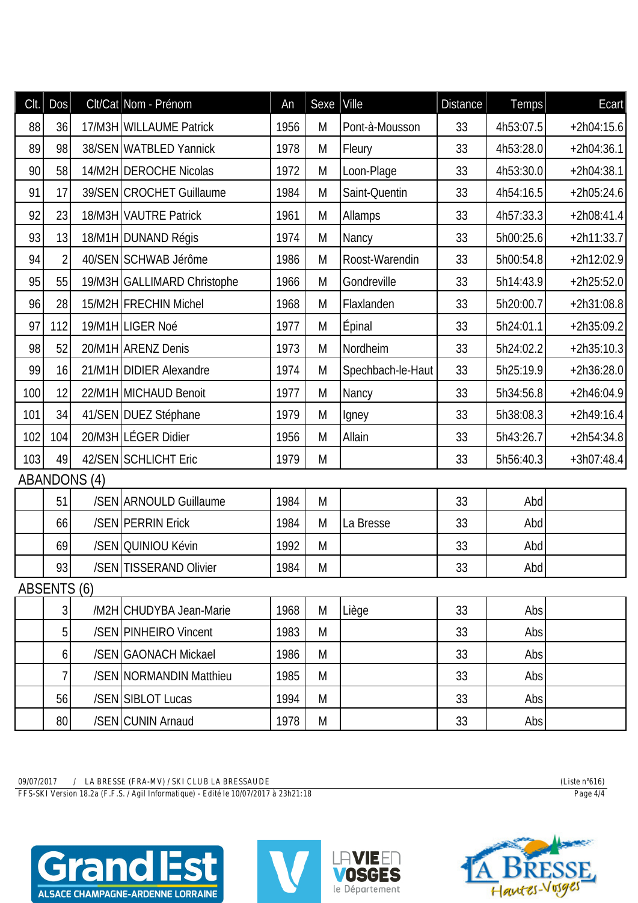| Clt. | Dos | Clt/Cat | Nom - Prénom | An | Sexe | Ville | Distance | Temps | Ecart |
|---|---|---|---|---|---|---|---|---|---|
| 88 | 36 | 17/M3H | WILLAUME Patrick | 1956 | M | Pont-à-Mousson | 33 | 4h53:07.5 | +2h04:15.6 |
| 89 | 98 | 38/SEN | WATBLED Yannick | 1978 | M | Fleury | 33 | 4h53:28.0 | +2h04:36.1 |
| 90 | 58 | 14/M2H | DEROCHE Nicolas | 1972 | M | Loon-Plage | 33 | 4h53:30.0 | +2h04:38.1 |
| 91 | 17 | 39/SEN | CROCHET Guillaume | 1984 | M | Saint-Quentin | 33 | 4h54:16.5 | +2h05:24.6 |
| 92 | 23 | 18/M3H | VAUTRE Patrick | 1961 | M | Allamps | 33 | 4h57:33.3 | +2h08:41.4 |
| 93 | 13 | 18/M1H | DUNAND Régis | 1974 | M | Nancy | 33 | 5h00:25.6 | +2h11:33.7 |
| 94 | 2 | 40/SEN | SCHWAB Jérôme | 1986 | M | Roost-Warendin | 33 | 5h00:54.8 | +2h12:02.9 |
| 95 | 55 | 19/M3H | GALLIMARD Christophe | 1966 | M | Gondreville | 33 | 5h14:43.9 | +2h25:52.0 |
| 96 | 28 | 15/M2H | FRECHIN Michel | 1968 | M | Flaxlanden | 33 | 5h20:00.7 | +2h31:08.8 |
| 97 | 112 | 19/M1H | LIGER Noé | 1977 | M | Épinal | 33 | 5h24:01.1 | +2h35:09.2 |
| 98 | 52 | 20/M1H | ARENZ Denis | 1973 | M | Nordheim | 33 | 5h24:02.2 | +2h35:10.3 |
| 99 | 16 | 21/M1H | DIDIER Alexandre | 1974 | M | Spechbach-le-Haut | 33 | 5h25:19.9 | +2h36:28.0 |
| 100 | 12 | 22/M1H | MICHAUD Benoit | 1977 | M | Nancy | 33 | 5h34:56.8 | +2h46:04.9 |
| 101 | 34 | 41/SEN | DUEZ Stéphane | 1979 | M | Igney | 33 | 5h38:08.3 | +2h49:16.4 |
| 102 | 104 | 20/M3H | LÉGER Didier | 1956 | M | Allain | 33 | 5h43:26.7 | +2h54:34.8 |
| 103 | 49 | 42/SEN | SCHLICHT Eric | 1979 | M | | 33 | 5h56:40.3 | +3h07:48.4 |
| **ABANDONS (4)** | | | | | | | | | |
| | 51 | /SEN | ARNOULD Guillaume | 1984 | M | | 33 | Abd | |
| | 66 | /SEN | PERRIN Erick | 1984 | M | La Bresse | 33 | Abd | |
| | 69 | /SEN | QUINIOU Kévin | 1992 | M | | 33 | Abd | |
| | 93 | /SEN | TISSERAND Olivier | 1984 | M | | 33 | Abd | |
| **ABSENTS (6)** | | | | | | | | | |
| | 3 | /M2H | CHUDYBA Jean-Marie | 1968 | M | Liège | 33 | Abs | |
| | 5 | /SEN | PINHEIRO Vincent | 1983 | M | | 33 | Abs | |
| | 6 | /SEN | GAONACH Mickael | 1986 | M | | 33 | Abs | |
| | 7 | /SEN | NORMANDIN Matthieu | 1985 | M | | 33 | Abs | |
| | 56 | /SEN | SIBLOT Lucas | 1994 | M | | 33 | Abs | |
| | 80 | /SEN | CUNIN Arnaud | 1978 | M | | 33 | Abs | |

09/07/2017 / LA BRESSE (FRA-MV) / SKI CLUB LA BRESSAUDE (Liste n°616)

FFS-SKI Version 18.2a (F.F.S. / Agil Informatique) - Edité le 10/07/2017 à 23h21:18